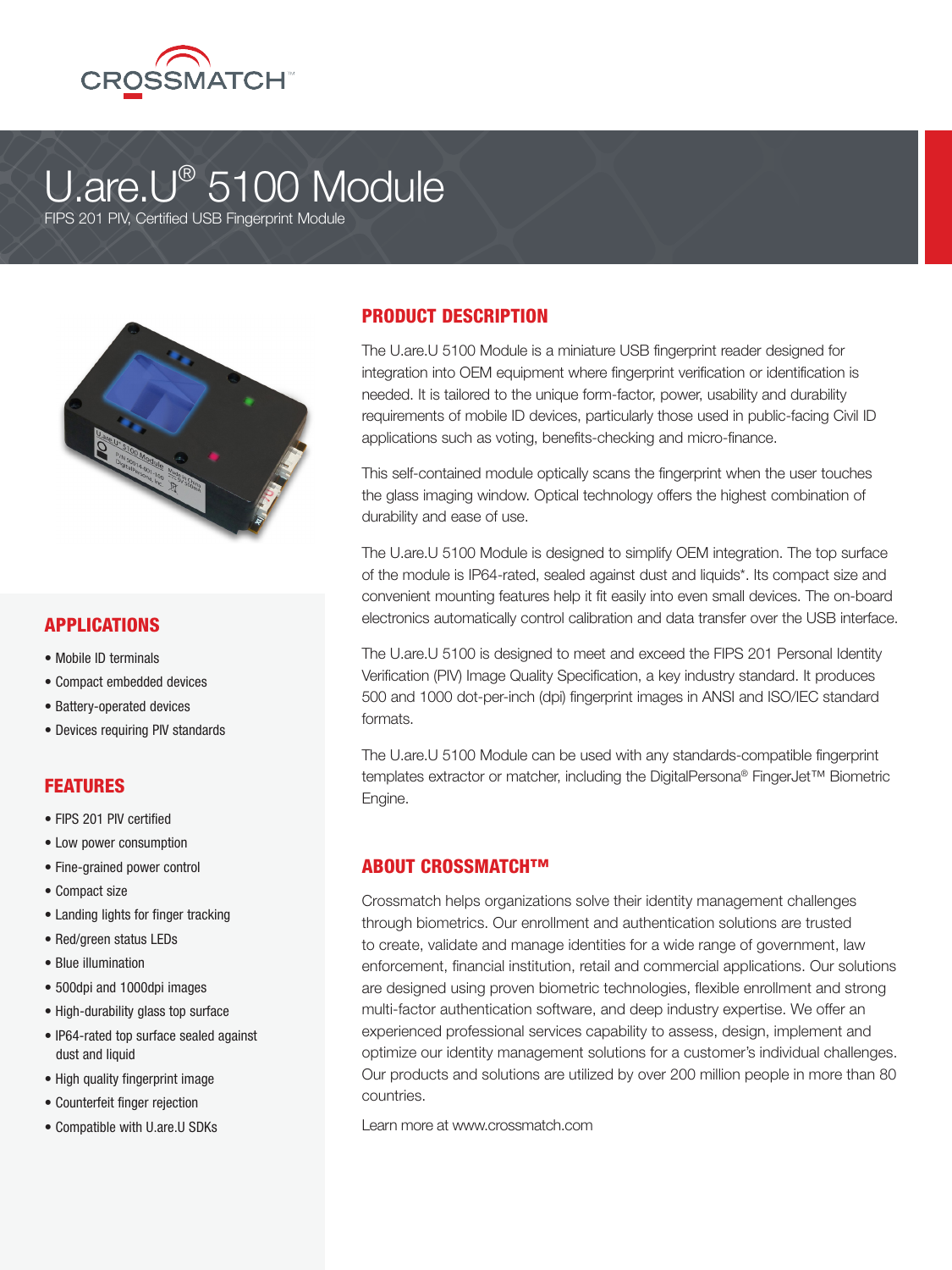CROSSMATCH™

# U.are.U® 5100 Module

FIPS 201 PIV, Certified USB Fingerprint Module

## APPLICATIONS

- Mobile ID terminals
- Compact embedded devices
- Battery-operated devices
- Devices requiring PIV standards

## FEATURES

- FIPS 201 PIV certified
- Low power consumption
- Fine-grained power control
- Compact size
- Landing lights for finger tracking
- Red/green status LEDs
- Blue illumination
- 500dpi and 1000dpi images
- High-durability glass top surface
- IP64-rated top surface sealed against dust and liquid
- High quality fingerprint image
- Counterfeit finger rejection
- Compatible with U.are.U SDKs

## PRODUCT DESCRIPTION

The U.are.U 5100 Module is a miniature USB fingerprint reader designed for integration into OEM equipment where fingerprint verification or identification is needed. It is tailored to the unique form-factor, power, usability and durability requirements of mobile ID devices, particularly those used in public-facing Civil ID applications such as voting, benefits-checking and micro-finance.

This self-contained module optically scans the fingerprint when the user touches the glass imaging window. Optical technology offers the highest combination of durability and ease of use.

The U.are.U 5100 Module is designed to simplify OEM integration. The top surface of the module is IP64-rated, sealed against dust and liquids*. Its compact size and convenient mounting features help it fit easily into even small devices. The on-board electronics automatically control calibration and data transfer over the USB interface.

The U.are.U 5100 is designed to meet and exceed the FIPS 201 Personal Identity Verification (PIV) Image Quality Specification, a key industry standard. It produces 500 and 1000 dot-per-inch (dpi) fingerprint images in ANSI and ISO/IEC standard formats.

The U.are.U 5100 Module can be used with any standards-compatible fingerprint templates extractor or matcher, including the DigitalPersona® FingerJet™ Biometric Engine.

## ABOUT CROSSMATCH™

Crossmatch helps organizations solve their identity management challenges through biometrics. Our enrollment and authentication solutions are trusted to create, validate and manage identities for a wide range of government, law enforcement, financial institution, retail and commercial applications. Our solutions are designed using proven biometric technologies, flexible enrollment and strong multi-factor authentication software, and deep industry expertise. We offer an experienced professional services capability to assess, design, implement and optimize our identity management solutions for a customer's individual challenges. Our products and solutions are utilized by over 200 million people in more than 80 countries.

Learn more at www.crossmatch.com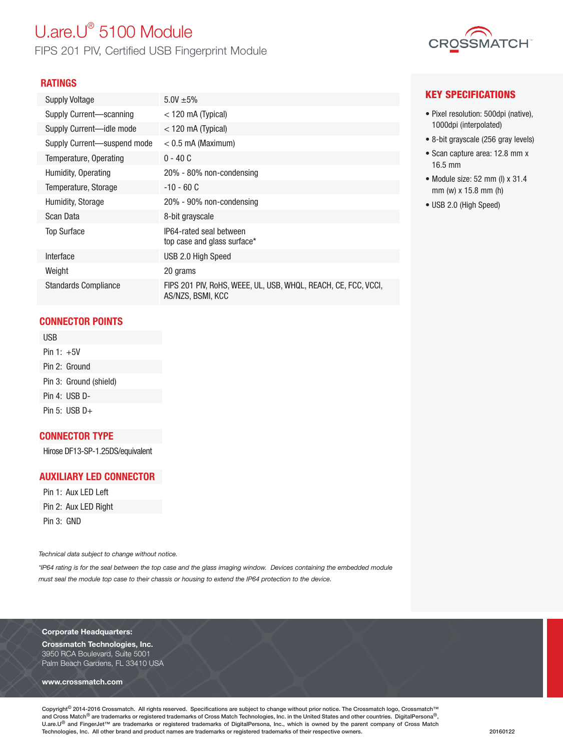# U.are.U® 5100 Module

FIPS 201 PIV, Certified USB Fingerprint Module

CROSSMATCH™

## RATINGS

| | |
|---|---|
| Supply Voltage | 5.0V ±5% |
| Supply Current—scanning | < 120 mA (Typical) |
| Supply Current—idle mode | < 120 mA (Typical) |
| Supply Current—suspend mode | < 0.5 mA (Maximum) |
| Temperature, Operating | 0 - 40 C |
| Humidity, Operating | 20% - 80% non-condensing |
| Temperature, Storage | -10 - 60 C |
| Humidity, Storage | 20% - 90% non-condensing |
| Scan Data | 8-bit grayscale |
| Top Surface | IP64-rated seal between top case and glass surface* |
| Interface | USB 2.0 High Speed |
| Weight | 20 grams |
| Standards Compliance | FIPS 201 PIV, RoHS, WEEE, UL, USB, WHQL, REACH, CE, FCC, VCCI, AS/NZS, BSMI, KCC |

## CONNECTOR POINTS

USB

- Pin 1: +5V
- Pin 2: Ground
- Pin 3: Ground (shield)
- Pin 4: USB D-
- Pin 5: USB D+

## CONNECTOR TYPE

Hirose DF13-SP-1.25DS/equivalent

## AUXILIARY LED CONNECTOR

- Pin 1: Aux LED Left
- Pin 2: Aux LED Right
- Pin 3: GND

*Technical data subject to change without notice.*

*\*IP64 rating is for the seal between the top case and the glass imaging window. Devices containing the embedded module must seal the module top case to their chassis or housing to extend the IP64 protection to the device.*

## KEY SPECIFICATIONS

- Pixel resolution: 500dpi (native), 1000dpi (interpolated)
- 8-bit grayscale (256 gray levels)
- Scan capture area: 12.8 mm x 16.5 mm
- Module size: 52 mm (l) x 31.4 mm (w) x 15.8 mm (h)
- USB 2.0 (High Speed)

**Corporate Headquarters:**

**Crossmatch Technologies, Inc.**
3950 RCA Boulevard, Suite 5001
Palm Beach Gardens, FL 33410 USA

**www.crossmatch.com**

Copyright© 2014-2016 Crossmatch. All rights reserved. Specifications are subject to change without prior notice. The Crossmatch logo, Crossmatch™ and Cross Match® are trademarks or registered trademarks of Cross Match Technologies, Inc. in the United States and other countries. DigitalPersona®, U.are.U® and FingerJet™ are trademarks or registered trademarks of DigitalPersona, Inc., which is owned by the parent company of Cross Match Technologies, Inc. All other brand and product names are trademarks or registered trademarks of their respective owners.

20160122